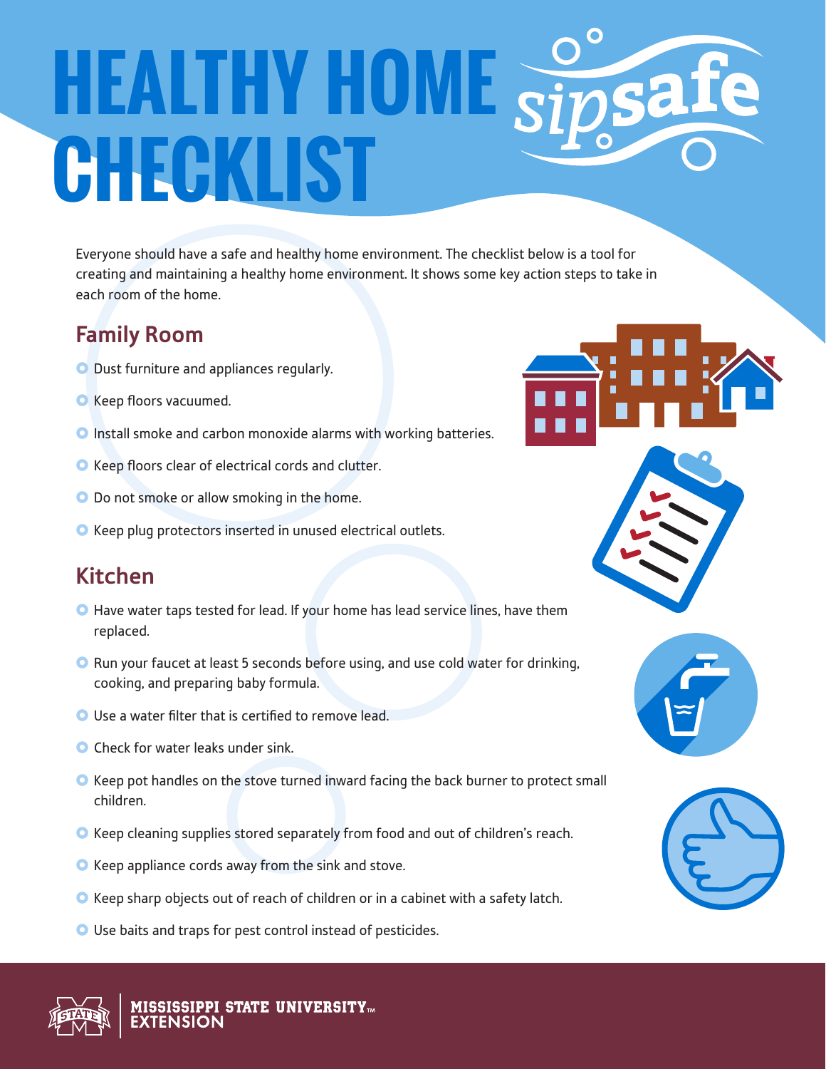# HEALTHY HOME CHECKLIST

Everyone should have a safe and healthy home environment. The checklist below is a tool for creating and maintaining a healthy home environment. It shows some key action steps to take in each room of the home.

## Family Room

- Dust furniture and appliances regularly.
- Keep floors vacuumed.
- Install smoke and carbon monoxide alarms with working batteries.
- Keep floors clear of electrical cords and clutter.
- Do not smoke or allow smoking in the home.
- Keep plug protectors inserted in unused electrical outlets.

## Kitchen

- Have water taps tested for lead. If your home has lead service lines, have them replaced.
- Run your faucet at least 5 seconds before using, and use cold water for drinking, cooking, and preparing baby formula.
- Use a water filter that is certified to remove lead.
- Check for water leaks under sink.
- Keep pot handles on the stove turned inward facing the back burner to protect small children.
- Keep cleaning supplies stored separately from food and out of children's reach.
- Keep appliance cords away from the sink and stove.
- Keep sharp objects out of reach of children or in a cabinet with a safety latch.
- Use baits and traps for pest control instead of pesticides.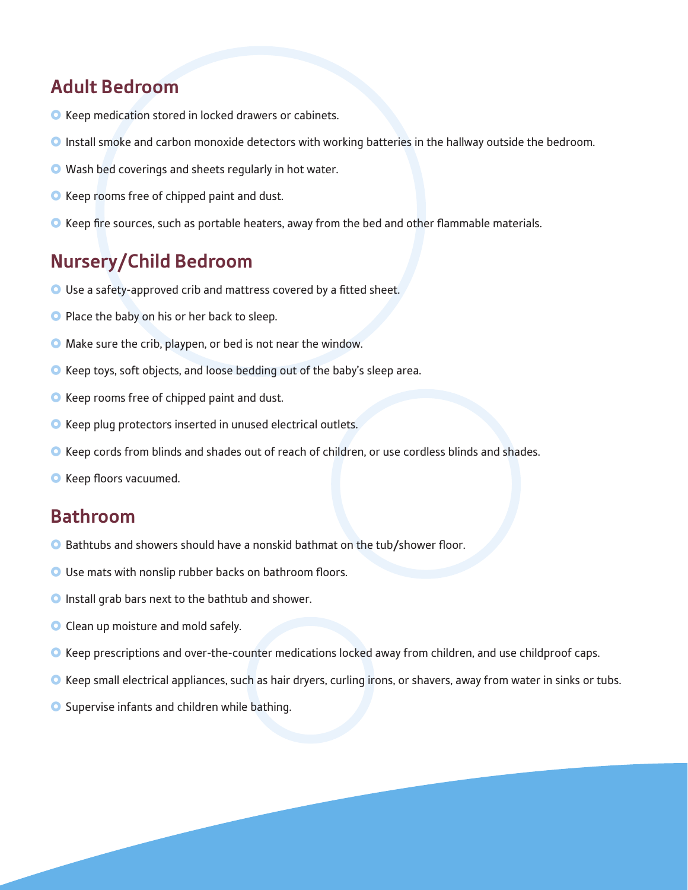## Adult Bedroom

- Keep medication stored in locked drawers or cabinets.
- Install smoke and carbon monoxide detectors with working batteries in the hallway outside the bedroom.
- Wash bed coverings and sheets regularly in hot water.
- Keep rooms free of chipped paint and dust.
- Keep fire sources, such as portable heaters, away from the bed and other flammable materials.

## Nursery/Child Bedroom

- Use a safety-approved crib and mattress covered by a fitted sheet.
- Place the baby on his or her back to sleep.
- Make sure the crib, playpen, or bed is not near the window.
- Keep toys, soft objects, and loose bedding out of the baby's sleep area.
- Keep rooms free of chipped paint and dust.
- Keep plug protectors inserted in unused electrical outlets.
- Keep cords from blinds and shades out of reach of children, or use cordless blinds and shades.
- Keep floors vacuumed.

## Bathroom

- Bathtubs and showers should have a nonskid bathmat on the tub/shower floor.
- Use mats with nonslip rubber backs on bathroom floors.
- Install grab bars next to the bathtub and shower.
- Clean up moisture and mold safely.
- Keep prescriptions and over-the-counter medications locked away from children, and use childproof caps.
- Keep small electrical appliances, such as hair dryers, curling irons, or shavers, away from water in sinks or tubs.
- Supervise infants and children while bathing.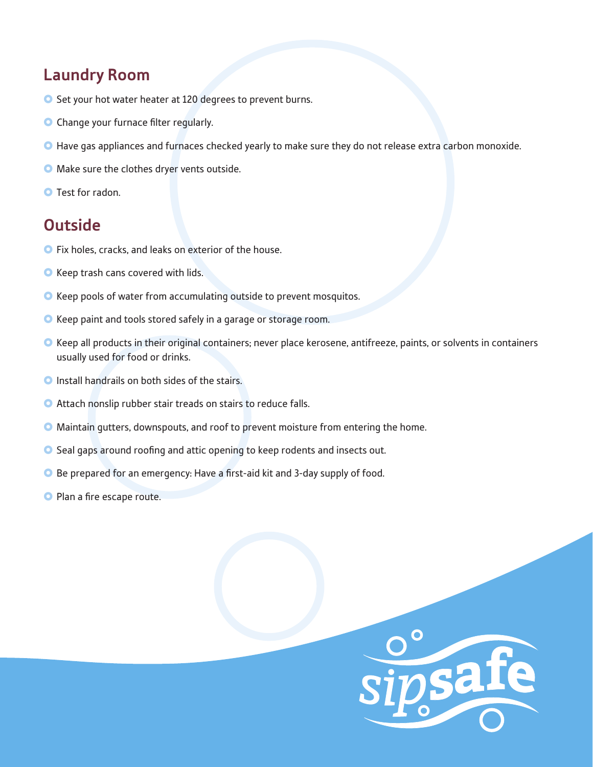## Laundry Room

- Set your hot water heater at 120 degrees to prevent burns.
- Change your furnace filter regularly.
- Have gas appliances and furnaces checked yearly to make sure they do not release extra carbon monoxide.
- Make sure the clothes dryer vents outside.
- Test for radon.

## Outside

- Fix holes, cracks, and leaks on exterior of the house.
- Keep trash cans covered with lids.
- Keep pools of water from accumulating outside to prevent mosquitos.
- Keep paint and tools stored safely in a garage or storage room.
- Keep all products in their original containers; never place kerosene, antifreeze, paints, or solvents in containers usually used for food or drinks.
- Install handrails on both sides of the stairs.
- Attach nonslip rubber stair treads on stairs to reduce falls.
- Maintain gutters, downspouts, and roof to prevent moisture from entering the home.
- Seal gaps around roofing and attic opening to keep rodents and insects out.
- Be prepared for an emergency: Have a first-aid kit and 3-day supply of food.
- Plan a fire escape route.

sipsafe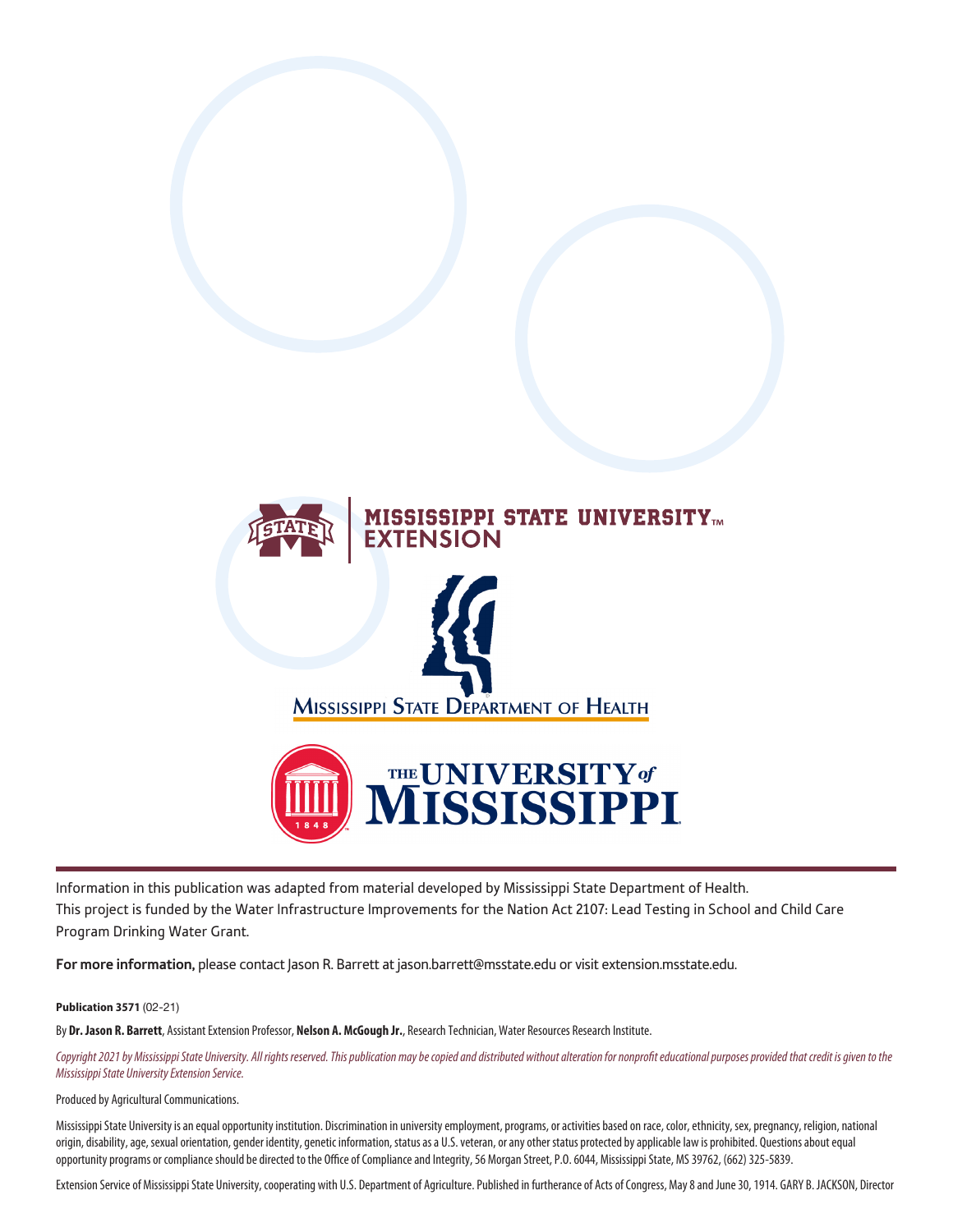MISSISSIPPI STATE UNIVERSITY™ EXTENSION

MISSISSIPPI STATE DEPARTMENT OF HEALTH

THE UNIVERSITY of MISSISSIPPI

Information in this publication was adapted from material developed by Mississippi State Department of Health. This project is funded by the Water Infrastructure Improvements for the Nation Act 2107: Lead Testing in School and Child Care Program Drinking Water Grant.

**For more information,** please contact Jason R. Barrett at jason.barrett@msstate.edu or visit extension.msstate.edu.

**Publication 3571** (02-21)

By **Dr. Jason R. Barrett**, Assistant Extension Professor, **Nelson A. McGough Jr.**, Research Technician, Water Resources Research Institute.

*Copyright 2021 by Mississippi State University. All rights reserved. This publication may be copied and distributed without alteration for nonprofit educational purposes provided that credit is given to the Mississippi State University Extension Service.*

Produced by Agricultural Communications.

Mississippi State University is an equal opportunity institution. Discrimination in university employment, programs, or activities based on race, color, ethnicity, sex, pregnancy, religion, national origin, disability, age, sexual orientation, gender identity, genetic information, status as a U.S. veteran, or any other status protected by applicable law is prohibited. Questions about equal opportunity programs or compliance should be directed to the Office of Compliance and Integrity, 56 Morgan Street, P.O. 6044, Mississippi State, MS 39762, (662) 325-5839.

Extension Service of Mississippi State University, cooperating with U.S. Department of Agriculture. Published in furtherance of Acts of Congress, May 8 and June 30, 1914. GARY B. JACKSON, Director